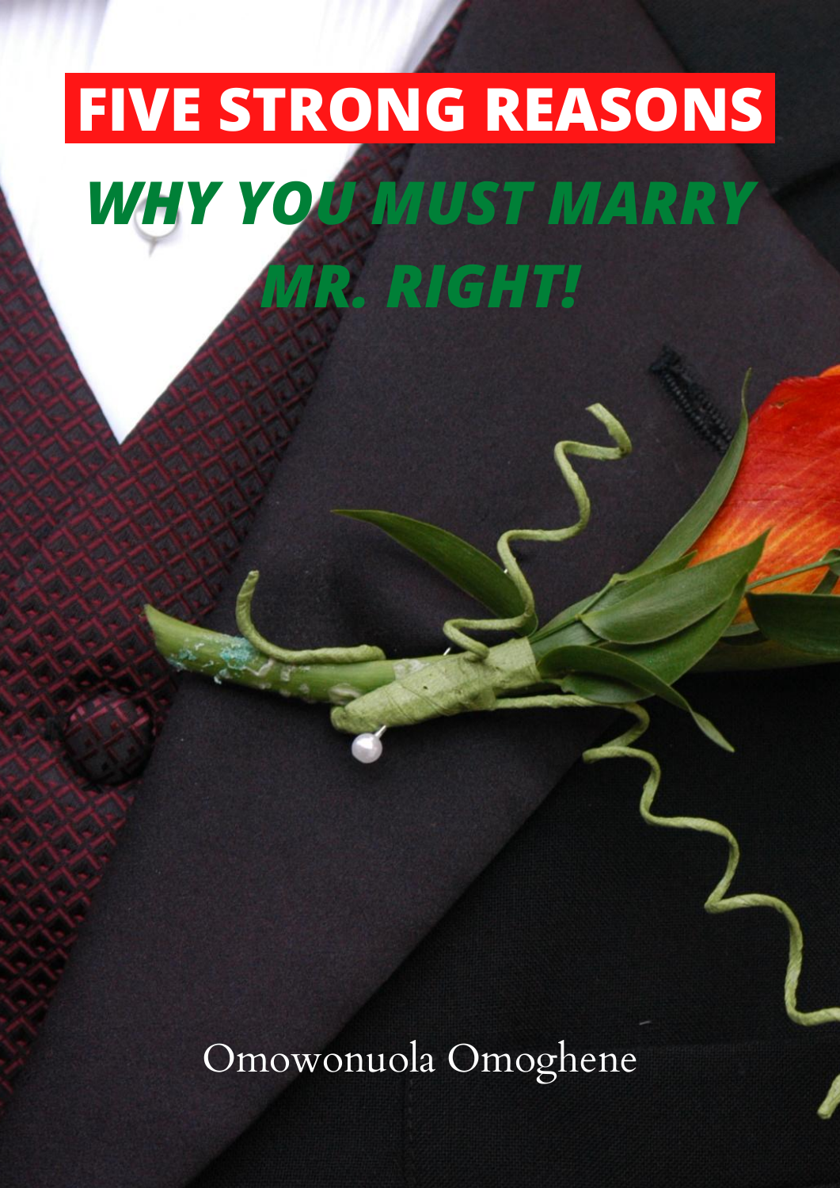# FIVE STRONG REASONS

## *WHY YOU MUST MARRY MR. RIGHT!*

Omowonuola Omoghene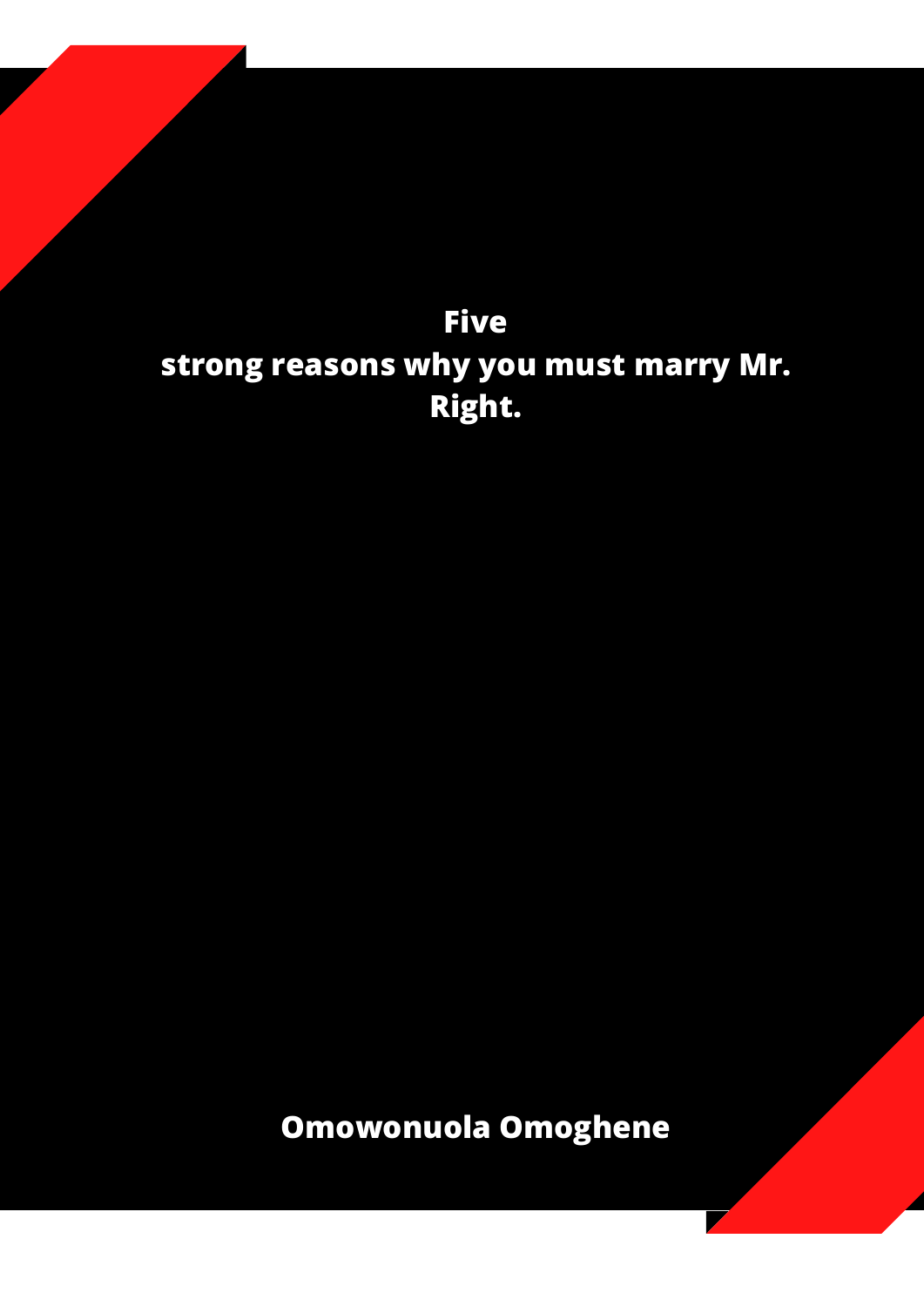# Five strong reasons why you must marry Mr. Right.

**Omowonuola Omoghene**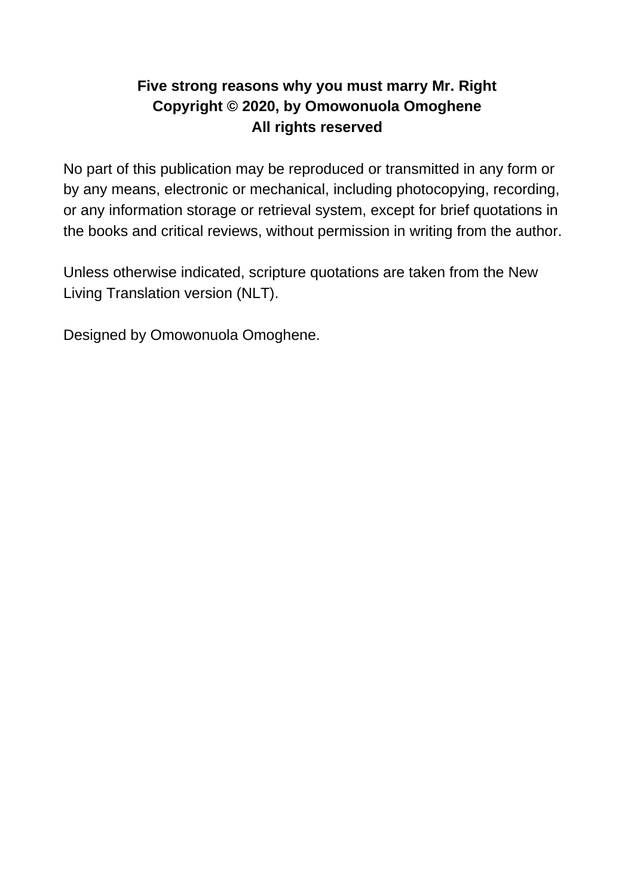**Five strong reasons why you must marry Mr. Right**
**Copyright © 2020, by Omowonuola Omoghene**
**All rights reserved**

No part of this publication may be reproduced or transmitted in any form or by any means, electronic or mechanical, including photocopying, recording, or any information storage or retrieval system, except for brief quotations in the books and critical reviews, without permission in writing from the author.

Unless otherwise indicated, scripture quotations are taken from the New Living Translation version (NLT).

Designed by Omowonuola Omoghene.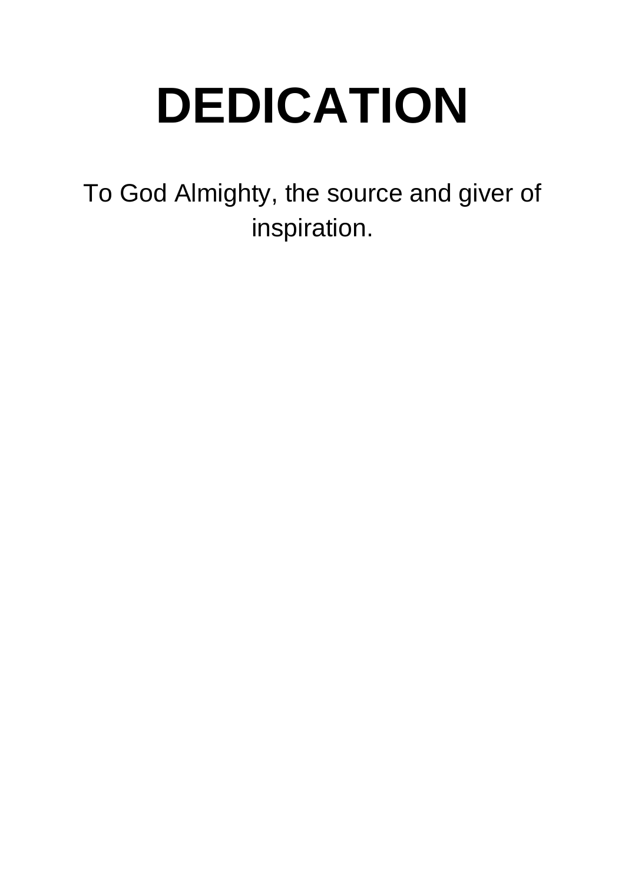# DEDICATION

To God Almighty, the source and giver of inspiration.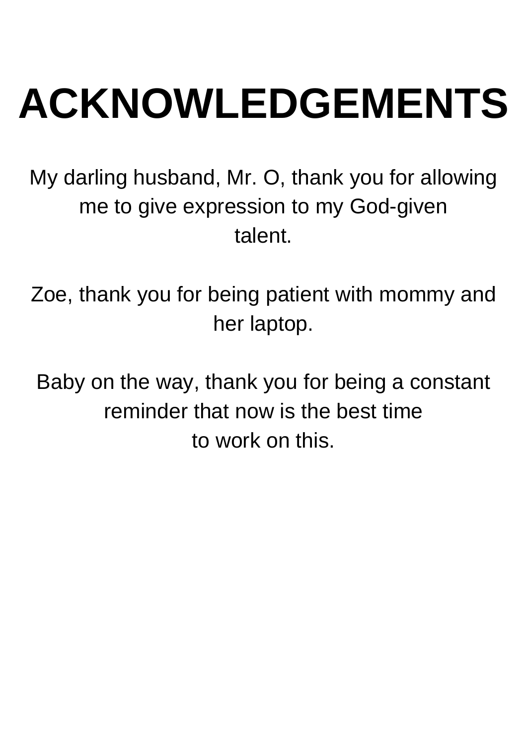# ACKNOWLEDGEMENTS

My darling husband, Mr. O, thank you for allowing me to give expression to my God-given talent.

Zoe, thank you for being patient with mommy and her laptop.

Baby on the way, thank you for being a constant reminder that now is the best time to work on this.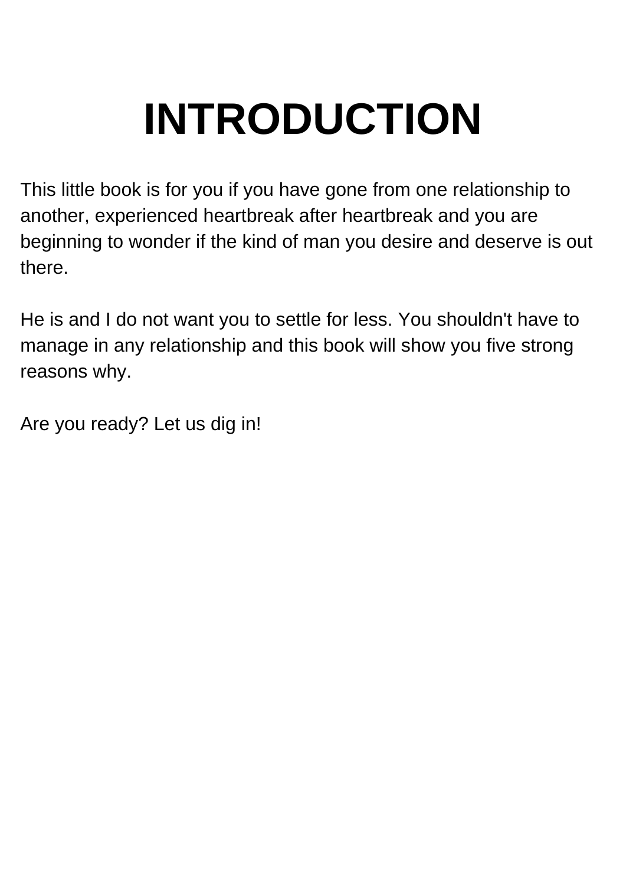# INTRODUCTION

This little book is for you if you have gone from one relationship to another, experienced heartbreak after heartbreak and you are beginning to wonder if the kind of man you desire and deserve is out there.

He is and I do not want you to settle for less. You shouldn't have to manage in any relationship and this book will show you five strong reasons why.

Are you ready? Let us dig in!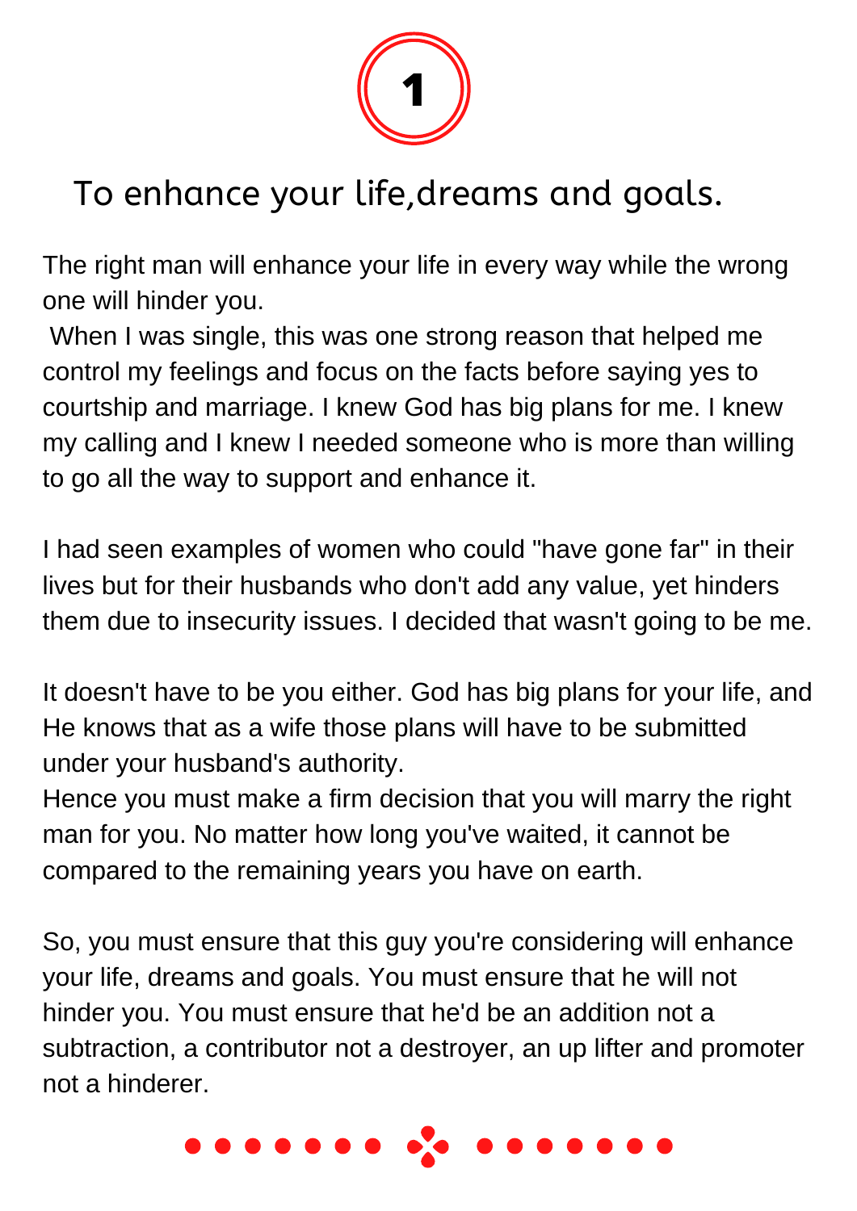# 1

## To enhance your life,dreams and goals.

The right man will enhance your life in every way while the wrong one will hinder you.
When I was single, this was one strong reason that helped me control my feelings and focus on the facts before saying yes to courtship and marriage. I knew God has big plans for me. I knew my calling and I knew I needed someone who is more than willing to go all the way to support and enhance it.

I had seen examples of women who could "have gone far" in their lives but for their husbands who don't add any value, yet hinders them due to insecurity issues. I decided that wasn't going to be me.

It doesn't have to be you either. God has big plans for your life, and He knows that as a wife those plans will have to be submitted under your husband's authority.
Hence you must make a firm decision that you will marry the right man for you. No matter how long you've waited, it cannot be compared to the remaining years you have on earth.

So, you must ensure that this guy you're considering will enhance your life, dreams and goals. You must ensure that he will not hinder you. You must ensure that he'd be an addition not a subtraction, a contributor not a destroyer, an up lifter and promoter not a hinderer.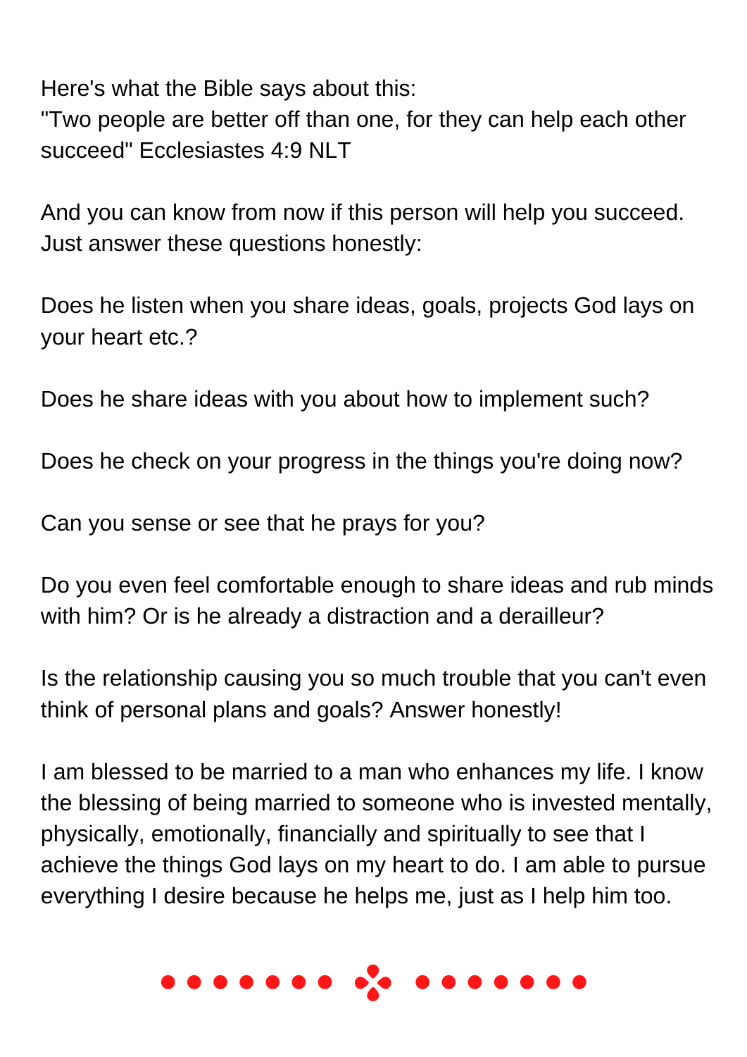Here's what the Bible says about this:
"Two people are better off than one, for they can help each other succeed" Ecclesiastes 4:9 NLT

And you can know from now if this person will help you succeed. Just answer these questions honestly:

Does he listen when you share ideas, goals, projects God lays on your heart etc.?

Does he share ideas with you about how to implement such?

Does he check on your progress in the things you're doing now?

Can you sense or see that he prays for you?

Do you even feel comfortable enough to share ideas and rub minds with him? Or is he already a distraction and a derailleur?

Is the relationship causing you so much trouble that you can't even think of personal plans and goals? Answer honestly!

I am blessed to be married to a man who enhances my life. I know the blessing of being married to someone who is invested mentally, physically, emotionally, financially and spiritually to see that I achieve the things God lays on my heart to do. I am able to pursue everything I desire because he helps me, just as I help him too.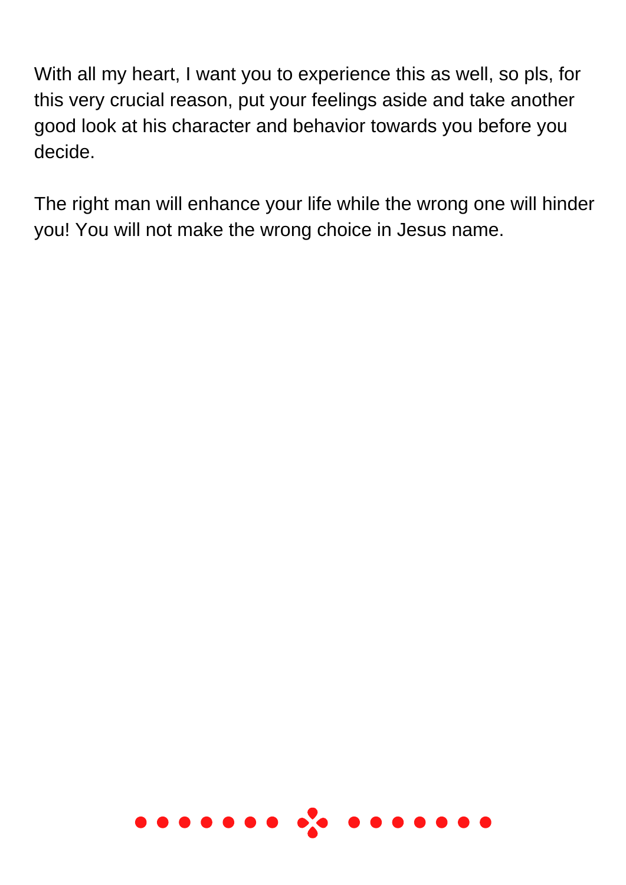With all my heart, I want you to experience this as well, so pls, for this very crucial reason, put your feelings aside and take another good look at his character and behavior towards you before you decide.

The right man will enhance your life while the wrong one will hinder you! You will not make the wrong choice in Jesus name.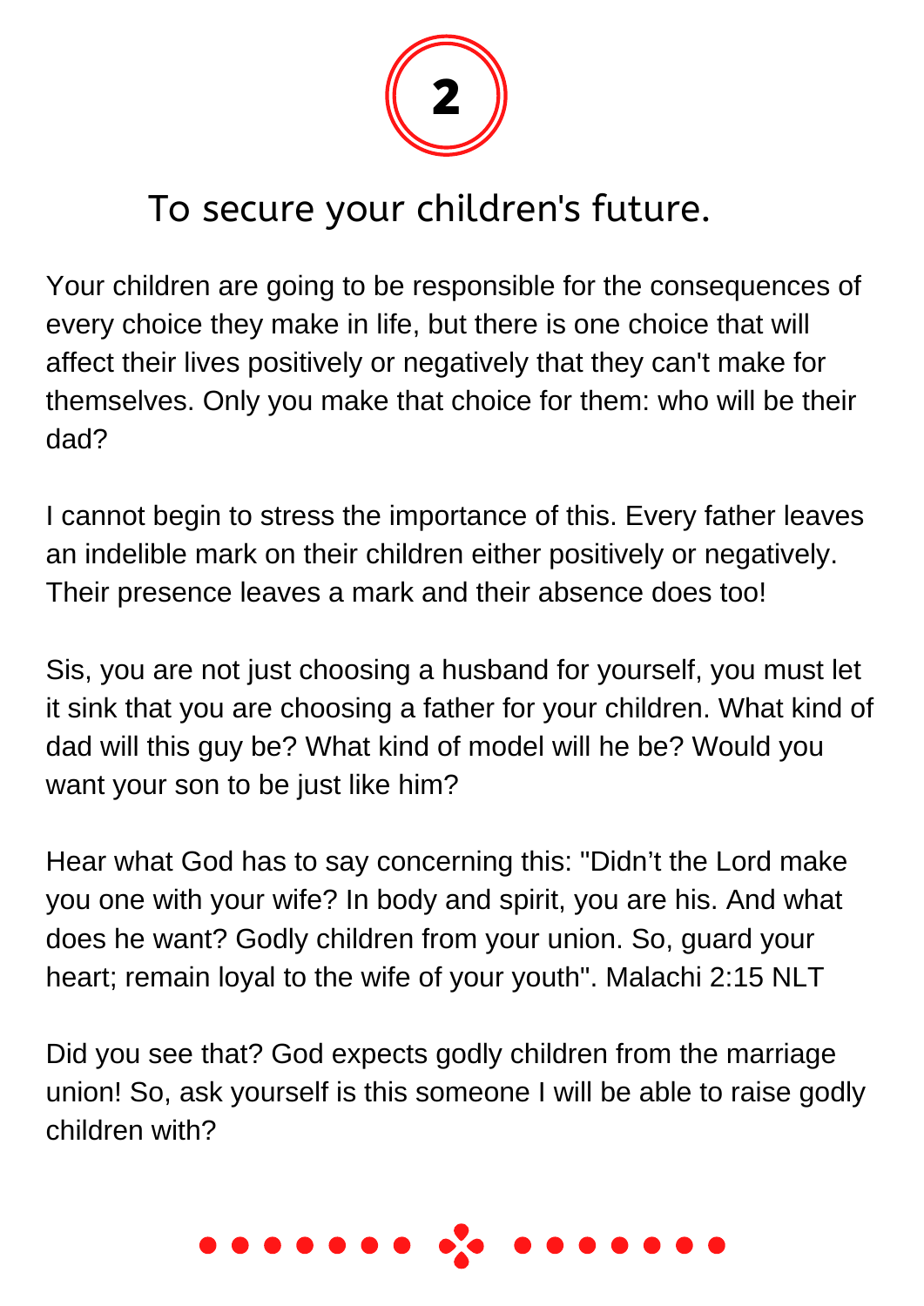# 2

## To secure your children's future.

Your children are going to be responsible for the consequences of every choice they make in life, but there is one choice that will affect their lives positively or negatively that they can't make for themselves. Only you make that choice for them: who will be their dad?

I cannot begin to stress the importance of this. Every father leaves an indelible mark on their children either positively or negatively. Their presence leaves a mark and their absence does too!

Sis, you are not just choosing a husband for yourself, you must let it sink that you are choosing a father for your children. What kind of dad will this guy be? What kind of model will he be? Would you want your son to be just like him?

Hear what God has to say concerning this: "Didn't the Lord make you one with your wife? In body and spirit, you are his. And what does he want? Godly children from your union. So, guard your heart; remain loyal to the wife of your youth". Malachi 2:15 NLT

Did you see that? God expects godly children from the marriage union! So, ask yourself is this someone I will be able to raise godly children with?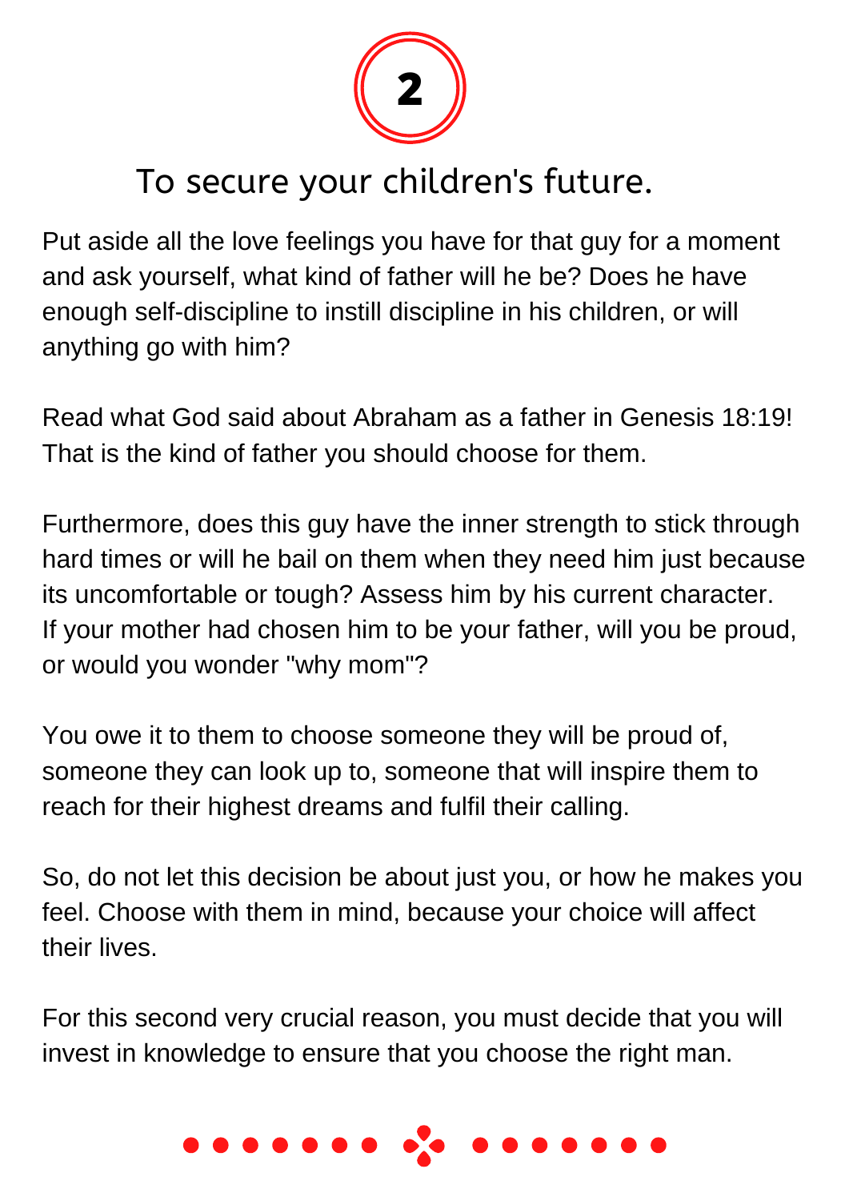## 2

## To secure your children's future.

Put aside all the love feelings you have for that guy for a moment and ask yourself, what kind of father will he be? Does he have enough self-discipline to instill discipline in his children, or will anything go with him?

Read what God said about Abraham as a father in Genesis 18:19! That is the kind of father you should choose for them.

Furthermore, does this guy have the inner strength to stick through hard times or will he bail on them when they need him just because its uncomfortable or tough? Assess him by his current character. If your mother had chosen him to be your father, will you be proud, or would you wonder "why mom"?

You owe it to them to choose someone they will be proud of, someone they can look up to, someone that will inspire them to reach for their highest dreams and fulfil their calling.

So, do not let this decision be about just you, or how he makes you feel. Choose with them in mind, because your choice will affect their lives.

For this second very crucial reason, you must decide that you will invest in knowledge to ensure that you choose the right man.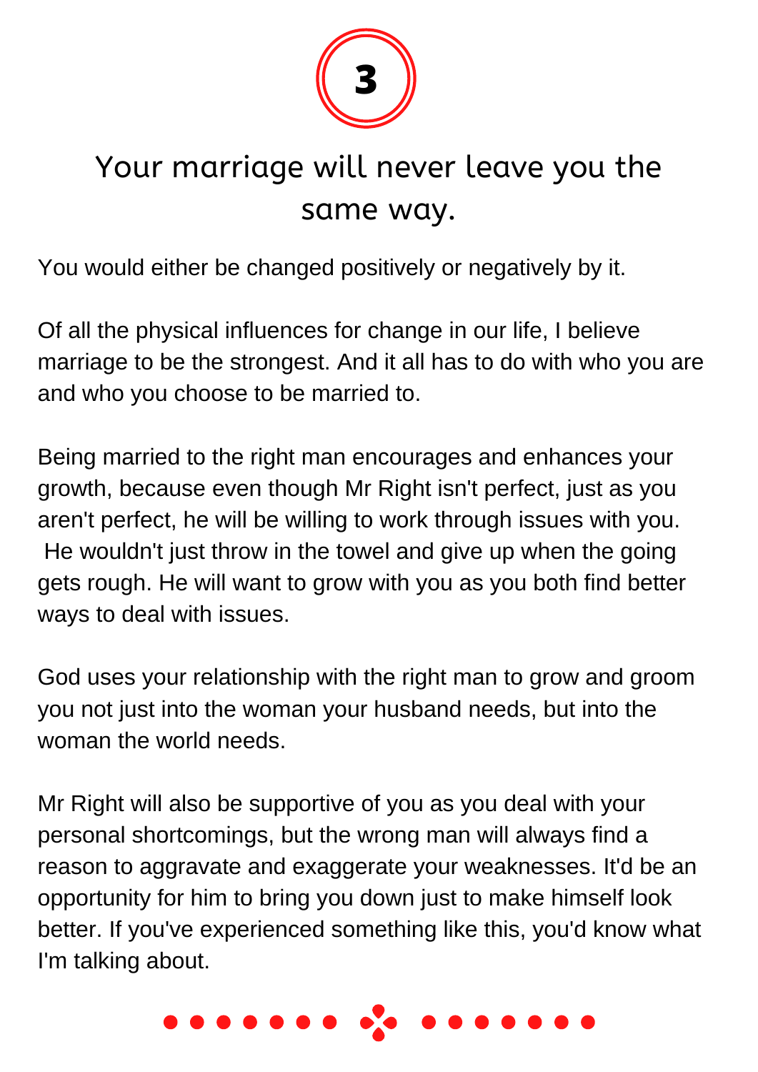# 3

## Your marriage will never leave you the same way.

You would either be changed positively or negatively by it.

Of all the physical influences for change in our life, I believe marriage to be the strongest. And it all has to do with who you are and who you choose to be married to.

Being married to the right man encourages and enhances your growth, because even though Mr Right isn't perfect, just as you aren't perfect, he will be willing to work through issues with you. He wouldn't just throw in the towel and give up when the going gets rough. He will want to grow with you as you both find better ways to deal with issues.

God uses your relationship with the right man to grow and groom you not just into the woman your husband needs, but into the woman the world needs.

Mr Right will also be supportive of you as you deal with your personal shortcomings, but the wrong man will always find a reason to aggravate and exaggerate your weaknesses. It'd be an opportunity for him to bring you down just to make himself look better. If you've experienced something like this, you'd know what I'm talking about.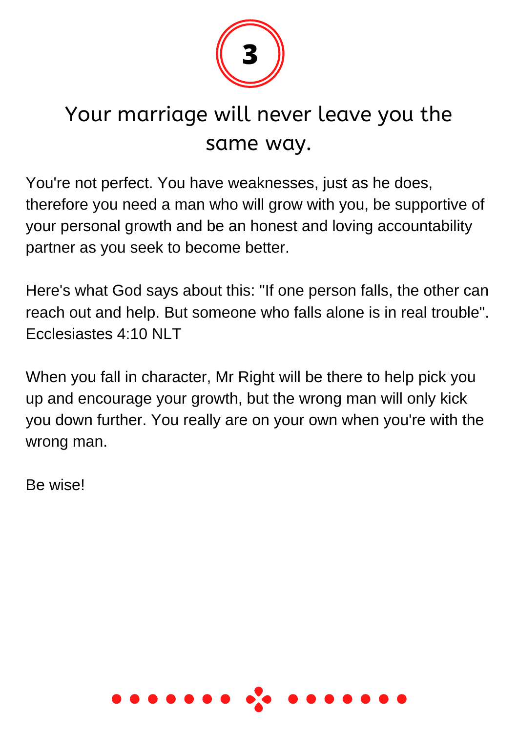3

## Your marriage will never leave you the same way.

You're not perfect. You have weaknesses, just as he does, therefore you need a man who will grow with you, be supportive of your personal growth and be an honest and loving accountability partner as you seek to become better.

Here's what God says about this: "If one person falls, the other can reach out and help. But someone who falls alone is in real trouble". Ecclesiastes 4:10 NLT

When you fall in character, Mr Right will be there to help pick you up and encourage your growth, but the wrong man will only kick you down further. You really are on your own when you're with the wrong man.

Be wise!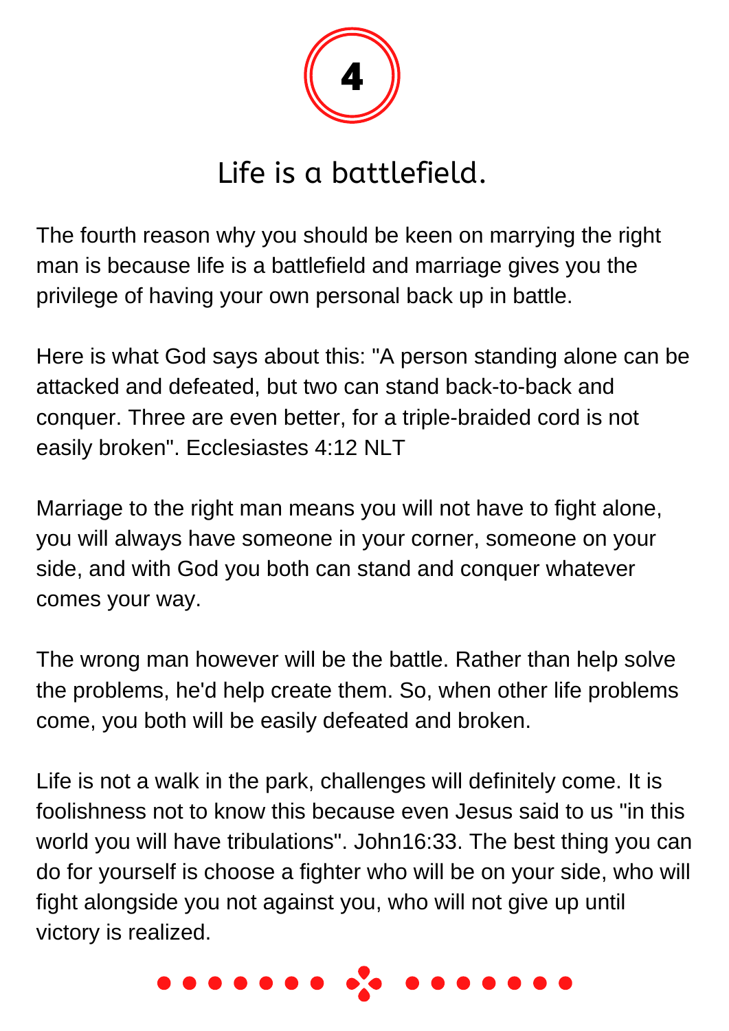# 4

## Life is a battlefield.

The fourth reason why you should be keen on marrying the right man is because life is a battlefield and marriage gives you the privilege of having your own personal back up in battle.

Here is what God says about this: "A person standing alone can be attacked and defeated, but two can stand back-to-back and conquer. Three are even better, for a triple-braided cord is not easily broken". Ecclesiastes 4:12 NLT

Marriage to the right man means you will not have to fight alone, you will always have someone in your corner, someone on your side, and with God you both can stand and conquer whatever comes your way.

The wrong man however will be the battle. Rather than help solve the problems, he'd help create them. So, when other life problems come, you both will be easily defeated and broken.

Life is not a walk in the park, challenges will definitely come. It is foolishness not to know this because even Jesus said to us "in this world you will have tribulations". John16:33. The best thing you can do for yourself is choose a fighter who will be on your side, who will fight alongside you not against you, who will not give up until victory is realized.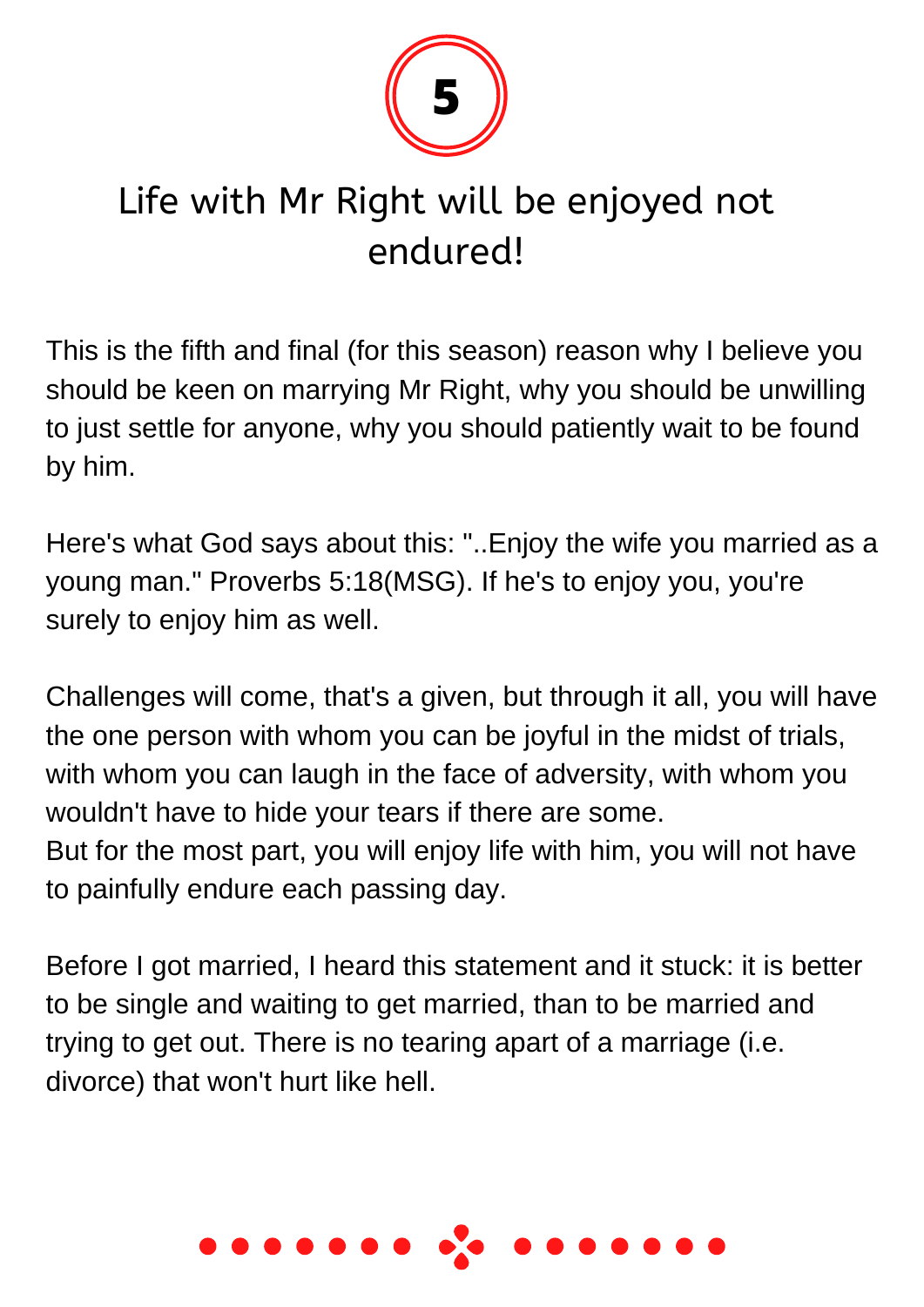# 5

## Life with Mr Right will be enjoyed not endured!

This is the fifth and final (for this season) reason why I believe you should be keen on marrying Mr Right, why you should be unwilling to just settle for anyone, why you should patiently wait to be found by him.

Here's what God says about this: "..Enjoy the wife you married as a young man." Proverbs 5:18(MSG). If he's to enjoy you, you're surely to enjoy him as well.

Challenges will come, that's a given, but through it all, you will have the one person with whom you can be joyful in the midst of trials, with whom you can laugh in the face of adversity, with whom you wouldn't have to hide your tears if there are some.
But for the most part, you will enjoy life with him, you will not have to painfully endure each passing day.

Before I got married, I heard this statement and it stuck: it is better to be single and waiting to get married, than to be married and trying to get out. There is no tearing apart of a marriage (i.e. divorce) that won't hurt like hell.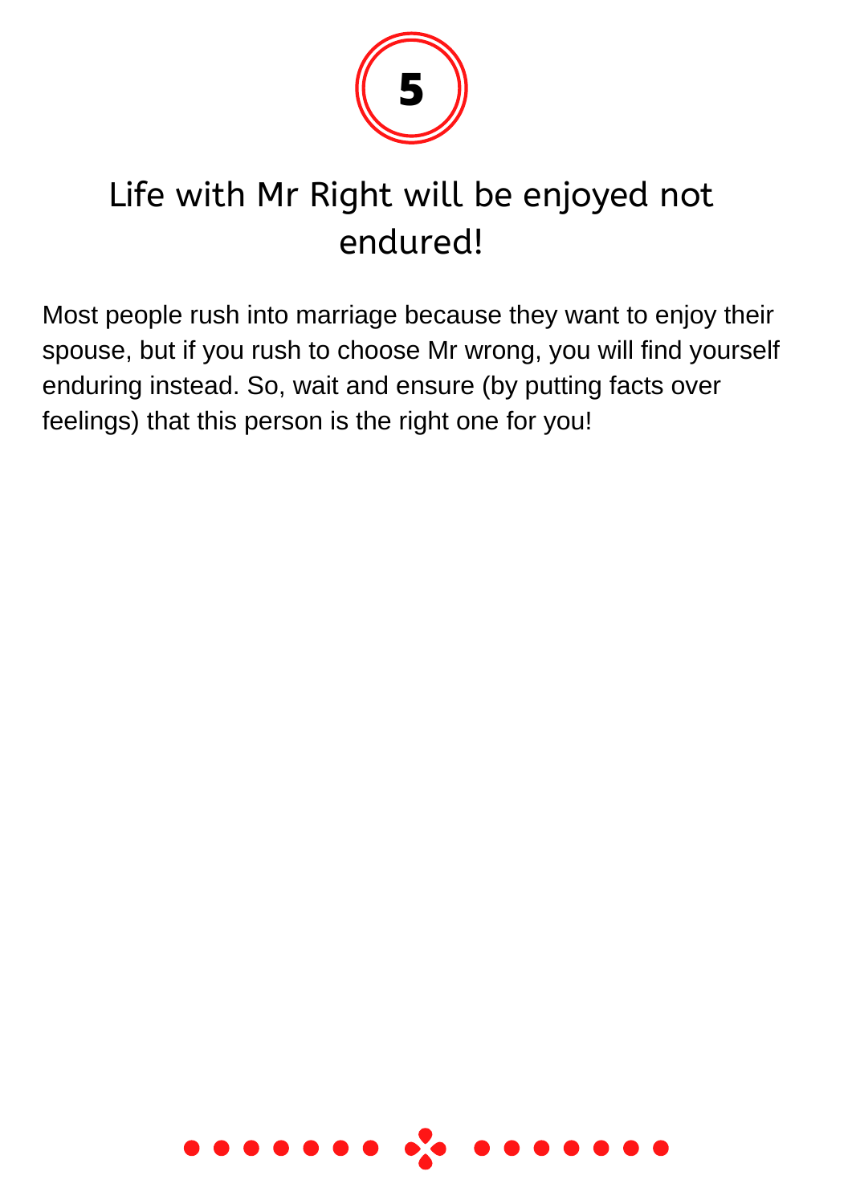**5**

## Life with Mr Right will be enjoyed not endured!

Most people rush into marriage because they want to enjoy their spouse, but if you rush to choose Mr wrong, you will find yourself enduring instead. So, wait and ensure (by putting facts over feelings) that this person is the right one for you!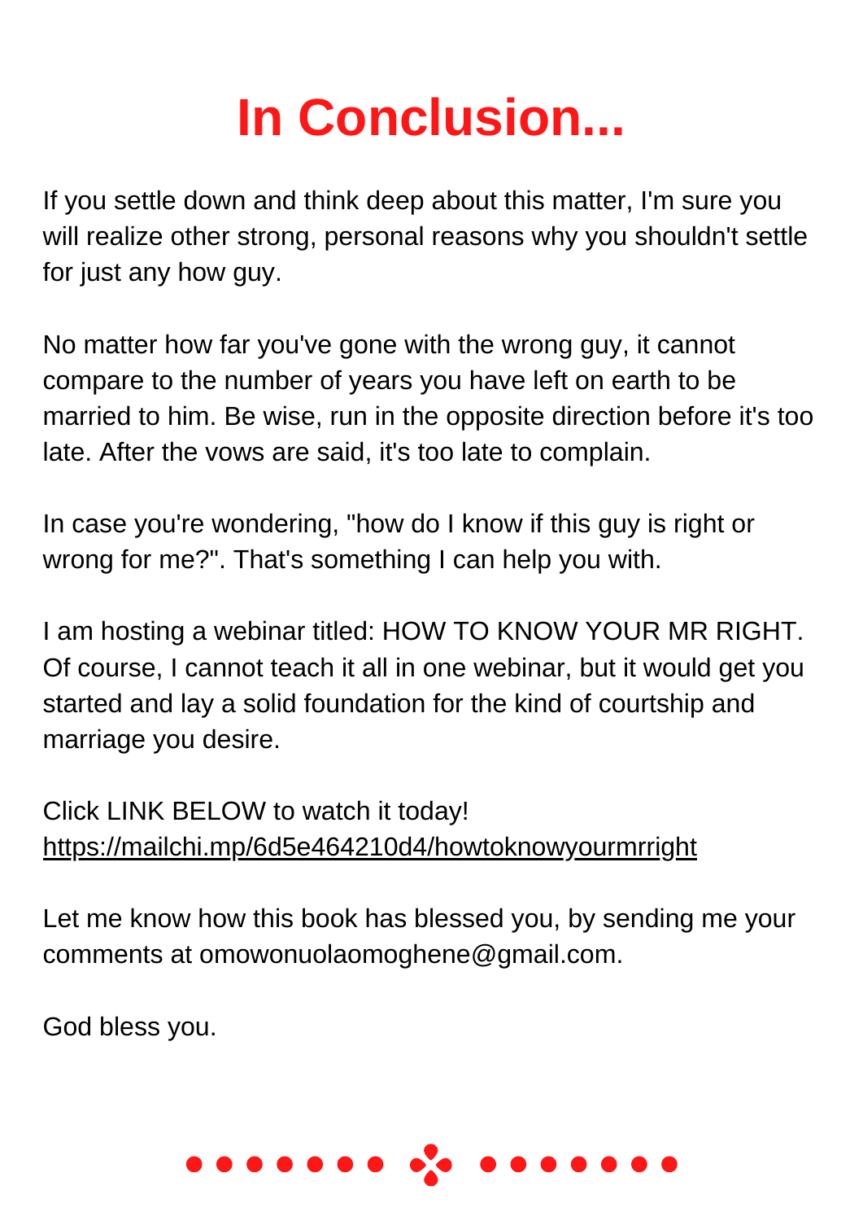# In Conclusion...

If you settle down and think deep about this matter, I'm sure you will realize other strong, personal reasons why you shouldn't settle for just any how guy.

No matter how far you've gone with the wrong guy, it cannot compare to the number of years you have left on earth to be married to him. Be wise, run in the opposite direction before it's too late. After the vows are said, it's too late to complain.

In case you're wondering, "how do I know if this guy is right or wrong for me?". That's something I can help you with.

I am hosting a webinar titled: HOW TO KNOW YOUR MR RIGHT. Of course, I cannot teach it all in one webinar, but it would get you started and lay a solid foundation for the kind of courtship and marriage you desire.

Click LINK BELOW to watch it today!
https://mailchi.mp/6d5e464210d4/howtoknowyourmrright

Let me know how this book has blessed you, by sending me your comments at omowonuolaomoghene@gmail.com.

God bless you.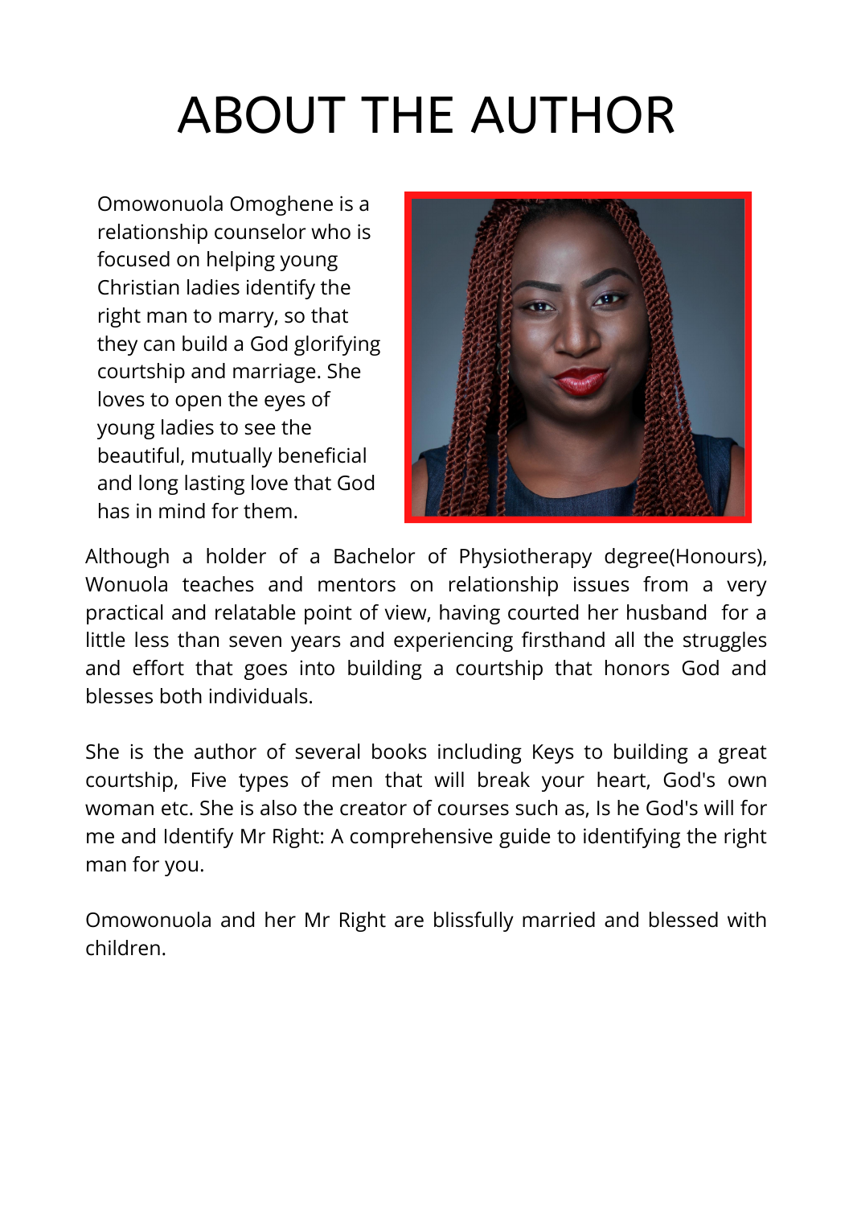# ABOUT THE AUTHOR

Omowonuola Omoghene is a relationship counselor who is focused on helping young Christian ladies identify the right man to marry, so that they can build a God glorifying courtship and marriage. She loves to open the eyes of young ladies to see the beautiful, mutually beneficial and long lasting love that God has in mind for them.

Although a holder of a Bachelor of Physiotherapy degree(Honours), Wonuola teaches and mentors on relationship issues from a very practical and relatable point of view, having courted her husband for a little less than seven years and experiencing firsthand all the struggles and effort that goes into building a courtship that honors God and blesses both individuals.

She is the author of several books including Keys to building a great courtship, Five types of men that will break your heart, God's own woman etc. She is also the creator of courses such as, Is he God's will for me and Identify Mr Right: A comprehensive guide to identifying the right man for you.

Omowonuola and her Mr Right are blissfully married and blessed with children.